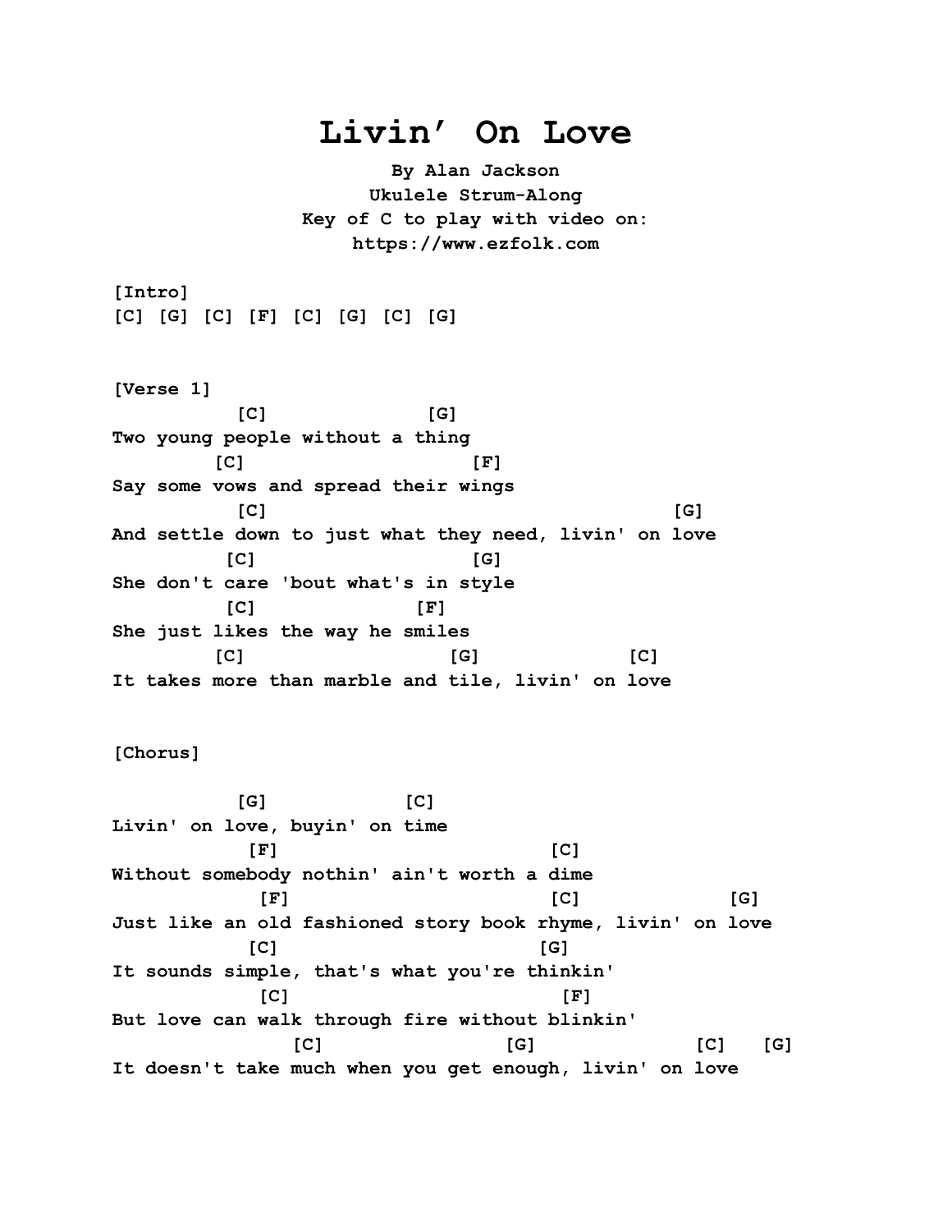# Livin' On Love

**By Alan Jackson**
**Ukulele Strum-Along**
**Key of C to play with video on:**
**https://www.ezfolk.com**

```
[Intro]
[C] [G] [C] [F] [C] [G] [C] [G]


[Verse 1]
           [C]              [G]
Two young people without a thing
         [C]                   [F]
Say some vows and spread their wings
           [C]                                  [G]
And settle down to just what they need, livin' on love
          [C]                   [G]
She don't care 'bout what's in style
          [C]              [F]
She just likes the way he smiles
         [C]                  [G]              [C]
It takes more than marble and tile, livin' on love


[Chorus]

           [G]            [C]
Livin' on love, buyin' on time
            [F]                        [C]
Without somebody nothin' ain't worth a dime
             [F]                       [C]              [G]
Just like an old fashioned story book rhyme, livin' on love
            [C]                       [G]
It sounds simple, that's what you're thinkin'
             [C]                        [F]
But love can walk through fire without blinkin'
                [C]                 [G]                [C]    [G]
It doesn't take much when you get enough, livin' on love
```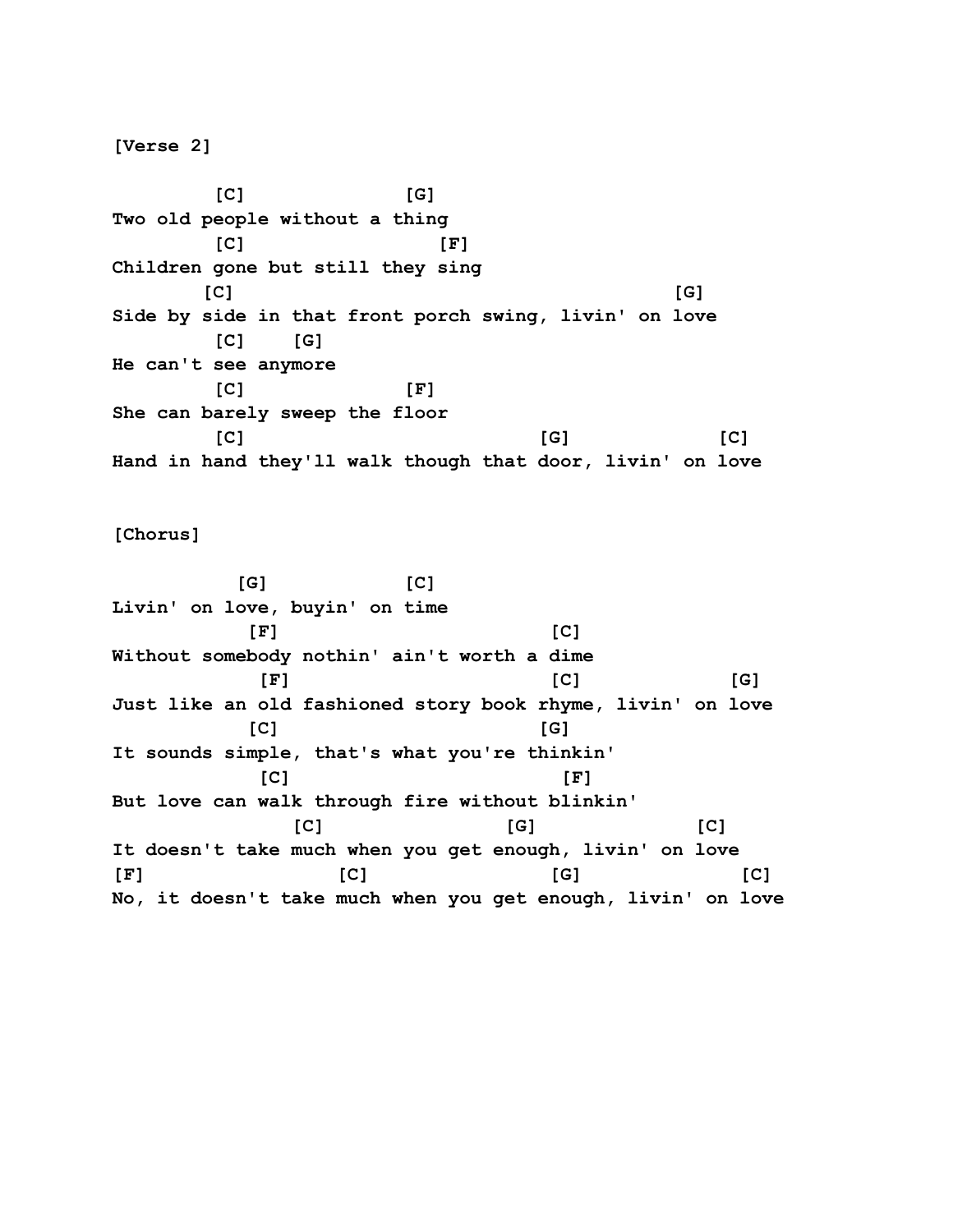**[Verse 2]**

```
         [C]              [G]
Two old people without a thing
         [C]                 [F]
Children gone but still they sing
        [C]                                     [G]
Side by side in that front porch swing, livin' on love
         [C]    [G]
He can't see anymore
         [C]              [F]
She can barely sweep the floor
         [C]                        [G]             [C]
Hand in hand they'll walk though that door, livin' on love
```

**[Chorus]**

```
           [G]            [C]
Livin' on love, buyin' on time
            [F]                         [C]
Without somebody nothin' ain't worth a dime
             [F]                        [C]             [G]
Just like an old fashioned story book rhyme, livin' on love
            [C]                        [G]
It sounds simple, that's what you're thinkin'
             [C]                         [F]
But love can walk through fire without blinkin'
                [C]                [G]              [C]
It doesn't take much when you get enough, livin' on love
[F]                  [C]                  [G]             [C]
No, it doesn't take much when you get enough, livin' on love
```